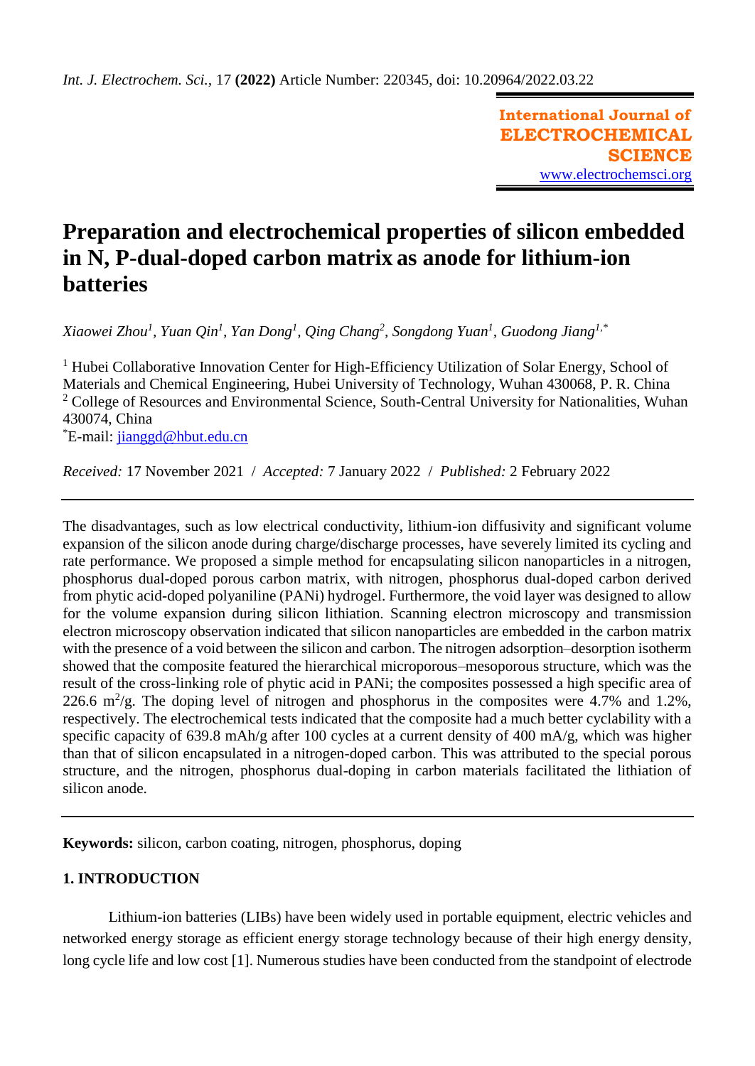*Int. J. Electrochem. Sci.,* 17 **(2022)** Article Number: 220345, doi: 10.20964/2022.03.22

**International Journal of ELECTROCHEMICAL SCIENCE**
www.electrochemsci.org

# Preparation and electrochemical properties of silicon embedded in N, P-dual-doped carbon matrix as anode for lithium-ion batteries

*Xiaowei Zhou[1], Yuan Qin[1], Yan Dong[1], Qing Chang[2], Songdong Yuan[1], Guodong Jiang[1,\*]*

[1] Hubei Collaborative Innovation Center for High-Efficiency Utilization of Solar Energy, School of Materials and Chemical Engineering, Hubei University of Technology, Wuhan 430068, P. R. China
[2] College of Resources and Environmental Science, South-Central University for Nationalities, Wuhan 430074, China
[\*]E-mail: jianggd@hbut.edu.cn

*Received:* 17 November 2021 / *Accepted:* 7 January 2022 / *Published:* 2 February 2022

The disadvantages, such as low electrical conductivity, lithium-ion diffusivity and significant volume expansion of the silicon anode during charge/discharge processes, have severely limited its cycling and rate performance. We proposed a simple method for encapsulating silicon nanoparticles in a nitrogen, phosphorus dual-doped porous carbon matrix, with nitrogen, phosphorus dual-doped carbon derived from phytic acid-doped polyaniline (PANi) hydrogel. Furthermore, the void layer was designed to allow for the volume expansion during silicon lithiation. Scanning electron microscopy and transmission electron microscopy observation indicated that silicon nanoparticles are embedded in the carbon matrix with the presence of a void between the silicon and carbon. The nitrogen adsorption–desorption isotherm showed that the composite featured the hierarchical microporous–mesoporous structure, which was the result of the cross-linking role of phytic acid in PANi; the composites possessed a high specific area of 226.6 $m^2/g$. The doping level of nitrogen and phosphorus in the composites were 4.7% and 1.2%, respectively. The electrochemical tests indicated that the composite had a much better cyclability with a specific capacity of 639.8 mAh/g after 100 cycles at a current density of 400 mA/g, which was higher than that of silicon encapsulated in a nitrogen-doped carbon. This was attributed to the special porous structure, and the nitrogen, phosphorus dual-doping in carbon materials facilitated the lithiation of silicon anode.

**Keywords:** silicon, carbon coating, nitrogen, phosphorus, doping

## 1. INTRODUCTION

Lithium-ion batteries (LIBs) have been widely used in portable equipment, electric vehicles and networked energy storage as efficient energy storage technology because of their high energy density, long cycle life and low cost [1]. Numerous studies have been conducted from the standpoint of electrode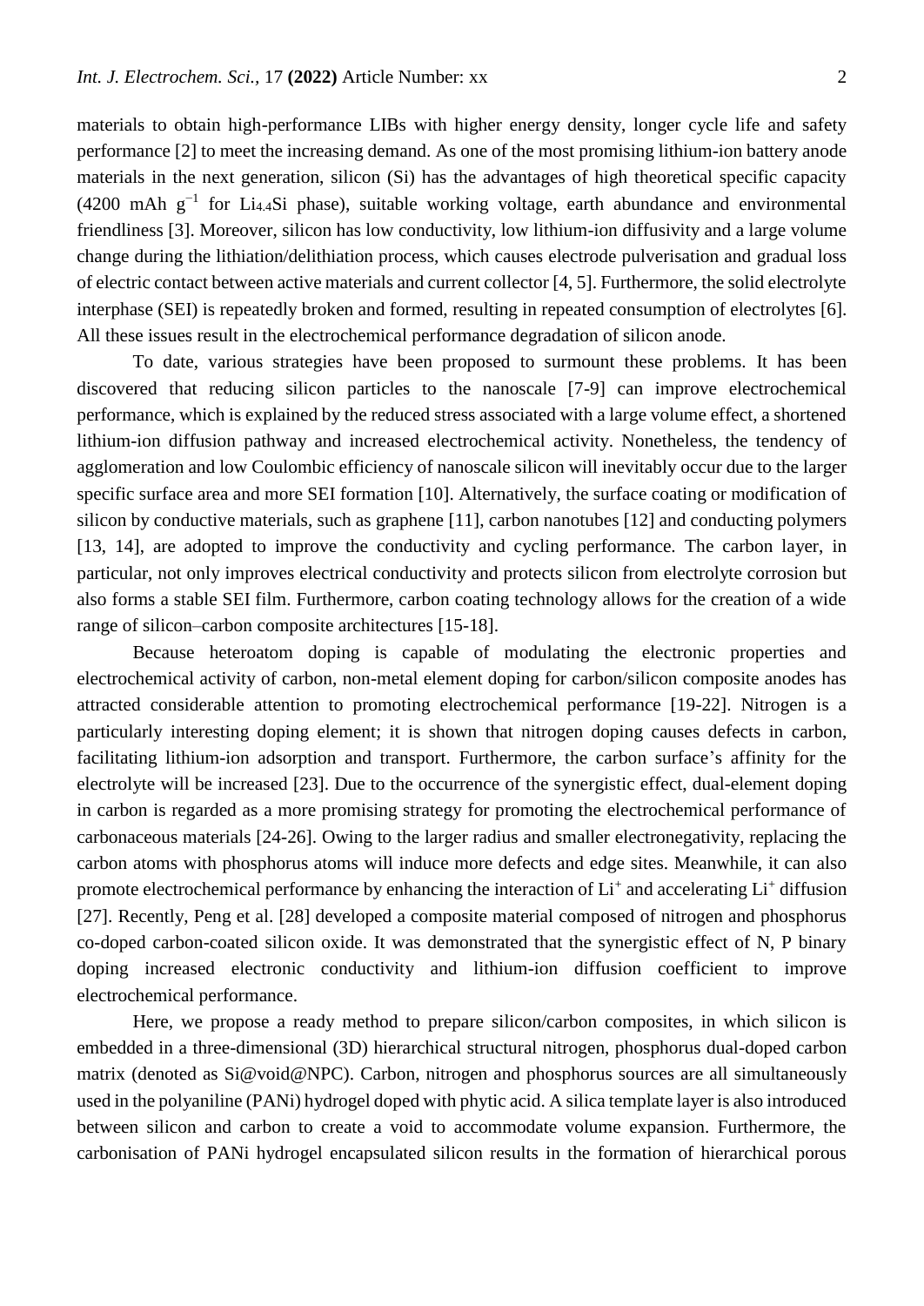materials to obtain high-performance LIBs with higher energy density, longer cycle life and safety performance [2] to meet the increasing demand. As one of the most promising lithium-ion battery anode materials in the next generation, silicon (Si) has the advantages of high theoretical specific capacity (4200 mAh $g^{-1}$ for $Li_{4.4}Si$ phase), suitable working voltage, earth abundance and environmental friendliness [3]. Moreover, silicon has low conductivity, low lithium-ion diffusivity and a large volume change during the lithiation/delithiation process, which causes electrode pulverisation and gradual loss of electric contact between active materials and current collector [4, 5]. Furthermore, the solid electrolyte interphase (SEI) is repeatedly broken and formed, resulting in repeated consumption of electrolytes [6]. All these issues result in the electrochemical performance degradation of silicon anode.

To date, various strategies have been proposed to surmount these problems. It has been discovered that reducing silicon particles to the nanoscale [7-9] can improve electrochemical performance, which is explained by the reduced stress associated with a large volume effect, a shortened lithium-ion diffusion pathway and increased electrochemical activity. Nonetheless, the tendency of agglomeration and low Coulombic efficiency of nanoscale silicon will inevitably occur due to the larger specific surface area and more SEI formation [10]. Alternatively, the surface coating or modification of silicon by conductive materials, such as graphene [11], carbon nanotubes [12] and conducting polymers [13, 14], are adopted to improve the conductivity and cycling performance. The carbon layer, in particular, not only improves electrical conductivity and protects silicon from electrolyte corrosion but also forms a stable SEI film. Furthermore, carbon coating technology allows for the creation of a wide range of silicon–carbon composite architectures [15-18].

Because heteroatom doping is capable of modulating the electronic properties and electrochemical activity of carbon, non-metal element doping for carbon/silicon composite anodes has attracted considerable attention to promoting electrochemical performance [19-22]. Nitrogen is a particularly interesting doping element; it is shown that nitrogen doping causes defects in carbon, facilitating lithium-ion adsorption and transport. Furthermore, the carbon surface's affinity for the electrolyte will be increased [23]. Due to the occurrence of the synergistic effect, dual-element doping in carbon is regarded as a more promising strategy for promoting the electrochemical performance of carbonaceous materials [24-26]. Owing to the larger radius and smaller electronegativity, replacing the carbon atoms with phosphorus atoms will induce more defects and edge sites. Meanwhile, it can also promote electrochemical performance by enhancing the interaction of $Li^{+}$ and accelerating $Li^{+}$ diffusion [27]. Recently, Peng et al. [28] developed a composite material composed of nitrogen and phosphorus co-doped carbon-coated silicon oxide. It was demonstrated that the synergistic effect of N, P binary doping increased electronic conductivity and lithium-ion diffusion coefficient to improve electrochemical performance.

Here, we propose a ready method to prepare silicon/carbon composites, in which silicon is embedded in a three-dimensional (3D) hierarchical structural nitrogen, phosphorus dual-doped carbon matrix (denoted as Si@void@NPC). Carbon, nitrogen and phosphorus sources are all simultaneously used in the polyaniline (PANi) hydrogel doped with phytic acid. A silica template layer is also introduced between silicon and carbon to create a void to accommodate volume expansion. Furthermore, the carbonisation of PANi hydrogel encapsulated silicon results in the formation of hierarchical porous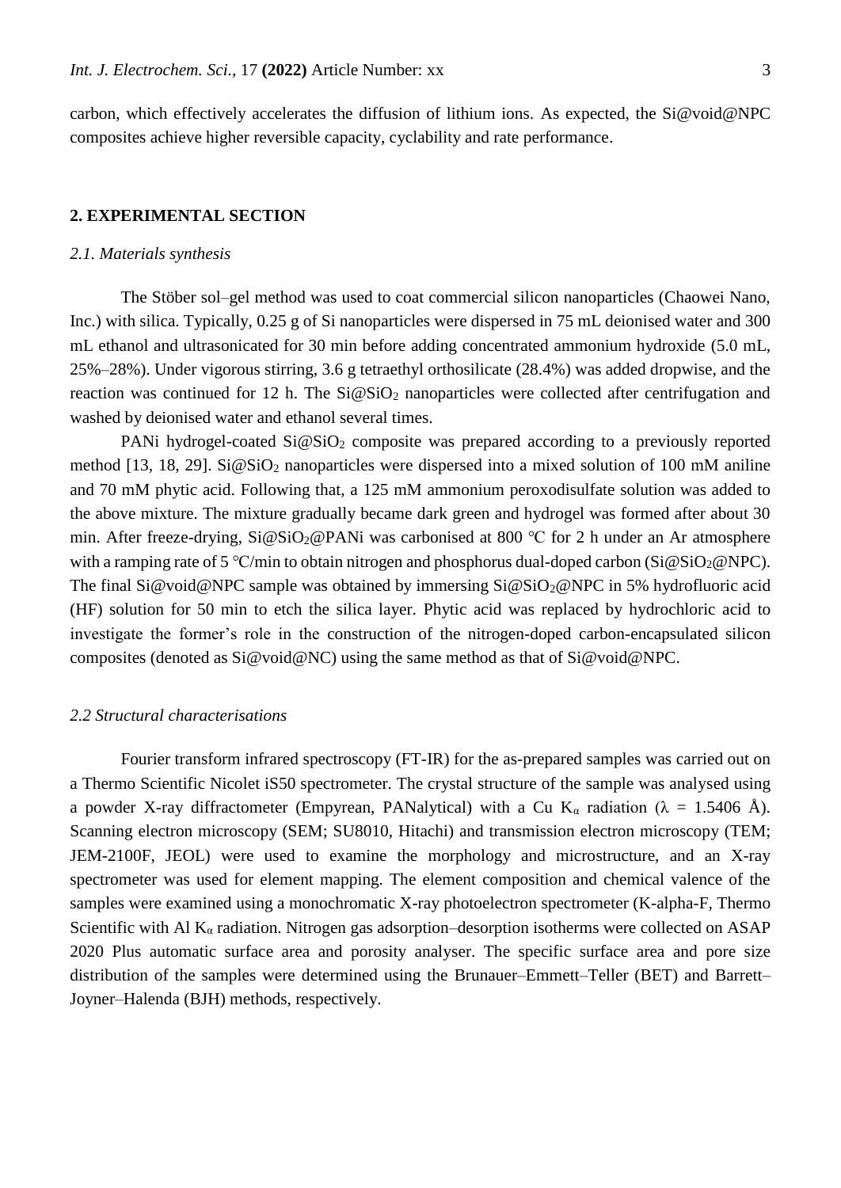carbon, which effectively accelerates the diffusion of lithium ions. As expected, the Si@void@NPC composites achieve higher reversible capacity, cyclability and rate performance.

## 2. EXPERIMENTAL SECTION

### *2.1. Materials synthesis*

The Stöber sol–gel method was used to coat commercial silicon nanoparticles (Chaowei Nano, Inc.) with silica. Typically, 0.25 g of Si nanoparticles were dispersed in 75 mL deionised water and 300 mL ethanol and ultrasonicated for 30 min before adding concentrated ammonium hydroxide (5.0 mL, 25%–28%). Under vigorous stirring, 3.6 g tetraethyl orthosilicate (28.4%) was added dropwise, and the reaction was continued for 12 h. The Si@$SiO_2$ nanoparticles were collected after centrifugation and washed by deionised water and ethanol several times.

PANi hydrogel-coated Si@$SiO_2$ composite was prepared according to a previously reported method [13, 18, 29]. Si@$SiO_2$ nanoparticles were dispersed into a mixed solution of 100 mM aniline and 70 mM phytic acid. Following that, a 125 mM ammonium peroxodisulfate solution was added to the above mixture. The mixture gradually became dark green and hydrogel was formed after about 30 min. After freeze-drying, Si@$SiO_2$@PANi was carbonised at 800 ℃ for 2 h under an Ar atmosphere with a ramping rate of 5 ℃/min to obtain nitrogen and phosphorus dual-doped carbon (Si@$SiO_2$@NPC). The final Si@void@NPC sample was obtained by immersing Si@$SiO_2$@NPC in 5% hydrofluoric acid (HF) solution for 50 min to etch the silica layer. Phytic acid was replaced by hydrochloric acid to investigate the former's role in the construction of the nitrogen-doped carbon-encapsulated silicon composites (denoted as Si@void@NC) using the same method as that of Si@void@NPC.

### *2.2 Structural characterisations*

Fourier transform infrared spectroscopy (FT-IR) for the as-prepared samples was carried out on a Thermo Scientific Nicolet iS50 spectrometer. The crystal structure of the sample was analysed using a powder X-ray diffractometer (Empyrean, PANalytical) with a Cu $K_\alpha$ radiation ($\lambda$ = 1.5406 Å). Scanning electron microscopy (SEM; SU8010, Hitachi) and transmission electron microscopy (TEM; JEM-2100F, JEOL) were used to examine the morphology and microstructure, and an X-ray spectrometer was used for element mapping. The element composition and chemical valence of the samples were examined using a monochromatic X-ray photoelectron spectrometer (K-alpha-F, Thermo Scientific with Al $K_\alpha$ radiation. Nitrogen gas adsorption–desorption isotherms were collected on ASAP 2020 Plus automatic surface area and porosity analyser. The specific surface area and pore size distribution of the samples were determined using the Brunauer–Emmett–Teller (BET) and Barrett–Joyner–Halenda (BJH) methods, respectively.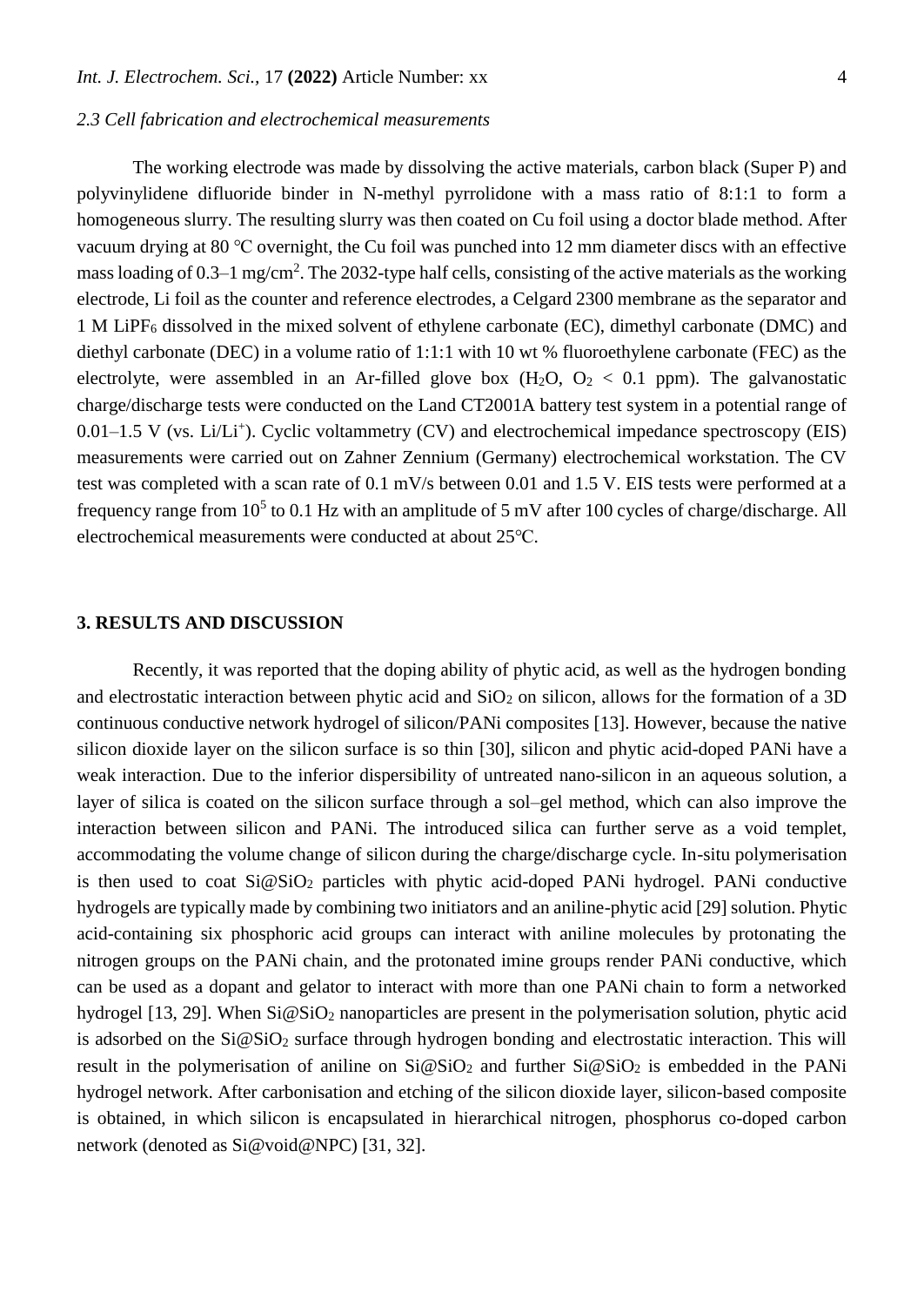### *2.3 Cell fabrication and electrochemical measurements*

The working electrode was made by dissolving the active materials, carbon black (Super P) and polyvinylidene difluoride binder in N-methyl pyrrolidone with a mass ratio of 8:1:1 to form a homogeneous slurry. The resulting slurry was then coated on Cu foil using a doctor blade method. After vacuum drying at 80 °C overnight, the Cu foil was punched into 12 mm diameter discs with an effective mass loading of 0.3–1 mg/cm$^2$. The 2032-type half cells, consisting of the active materials as the working electrode, Li foil as the counter and reference electrodes, a Celgard 2300 membrane as the separator and 1 M $LiPF_6$ dissolved in the mixed solvent of ethylene carbonate (EC), dimethyl carbonate (DMC) and diethyl carbonate (DEC) in a volume ratio of 1:1:1 with 10 wt % fluoroethylene carbonate (FEC) as the electrolyte, were assembled in an Ar-filled glove box ($H_2O$, $O_2$ < 0.1 ppm). The galvanostatic charge/discharge tests were conducted on the Land CT2001A battery test system in a potential range of 0.01–1.5 V (vs. $Li/Li^+$). Cyclic voltammetry (CV) and electrochemical impedance spectroscopy (EIS) measurements were carried out on Zahner Zennium (Germany) electrochemical workstation. The CV test was completed with a scan rate of 0.1 mV/s between 0.01 and 1.5 V. EIS tests were performed at a frequency range from $10^5$ to 0.1 Hz with an amplitude of 5 mV after 100 cycles of charge/discharge. All electrochemical measurements were conducted at about 25°C.

## 3. RESULTS AND DISCUSSION

Recently, it was reported that the doping ability of phytic acid, as well as the hydrogen bonding and electrostatic interaction between phytic acid and $SiO_2$ on silicon, allows for the formation of a 3D continuous conductive network hydrogel of silicon/PANi composites [13]. However, because the native silicon dioxide layer on the silicon surface is so thin [30], silicon and phytic acid-doped PANi have a weak interaction. Due to the inferior dispersibility of untreated nano-silicon in an aqueous solution, a layer of silica is coated on the silicon surface through a sol–gel method, which can also improve the interaction between silicon and PANi. The introduced silica can further serve as a void templet, accommodating the volume change of silicon during the charge/discharge cycle. In-situ polymerisation is then used to coat Si@$SiO_2$ particles with phytic acid-doped PANi hydrogel. PANi conductive hydrogels are typically made by combining two initiators and an aniline-phytic acid [29] solution. Phytic acid-containing six phosphoric acid groups can interact with aniline molecules by protonating the nitrogen groups on the PANi chain, and the protonated imine groups render PANi conductive, which can be used as a dopant and gelator to interact with more than one PANi chain to form a networked hydrogel [13, 29]. When Si@$SiO_2$ nanoparticles are present in the polymerisation solution, phytic acid is adsorbed on the Si@$SiO_2$ surface through hydrogen bonding and electrostatic interaction. This will result in the polymerisation of aniline on Si@$SiO_2$ and further Si@$SiO_2$ is embedded in the PANi hydrogel network. After carbonisation and etching of the silicon dioxide layer, silicon-based composite is obtained, in which silicon is encapsulated in hierarchical nitrogen, phosphorus co-doped carbon network (denoted as Si@void@NPC) [31, 32].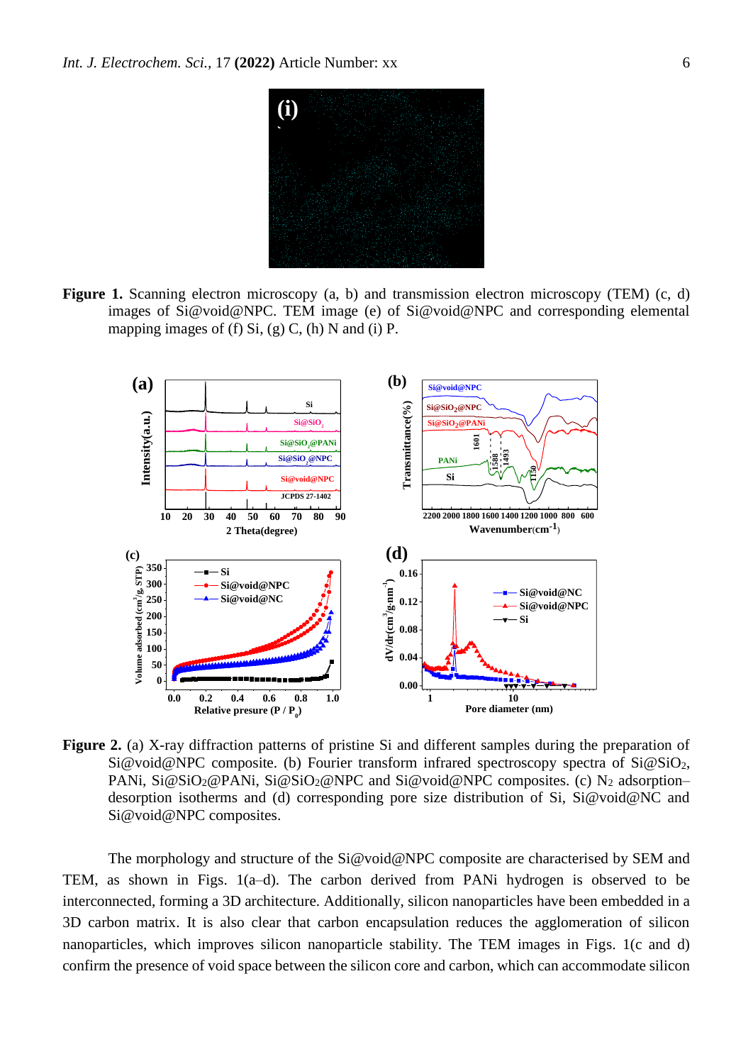**Figure 1.** Scanning electron microscopy (a, b) and transmission electron microscopy (TEM) (c, d) images of Si@void@NPC. TEM image (e) of Si@void@NPC and corresponding elemental mapping images of (f) Si, (g) C, (h) N and (i) P.

**Figure 2.** (a) X-ray diffraction patterns of pristine Si and different samples during the preparation of Si@void@NPC composite. (b) Fourier transform infrared spectroscopy spectra of $Si@SiO_2$, PANi, $Si@SiO_2@PANi$, $Si@SiO_2@NPC$ and Si@void@NPC composites. (c) $N_2$ adsorption–desorption isotherms and (d) corresponding pore size distribution of Si, Si@void@NC and Si@void@NPC composites.

The morphology and structure of the Si@void@NPC composite are characterised by SEM and TEM, as shown in Figs. 1(a–d). The carbon derived from PANi hydrogen is observed to be interconnected, forming a 3D architecture. Additionally, silicon nanoparticles have been embedded in a 3D carbon matrix. It is also clear that carbon encapsulation reduces the agglomeration of silicon nanoparticles, which improves silicon nanoparticle stability. The TEM images in Figs. 1(c and d) confirm the presence of void space between the silicon core and carbon, which can accommodate silicon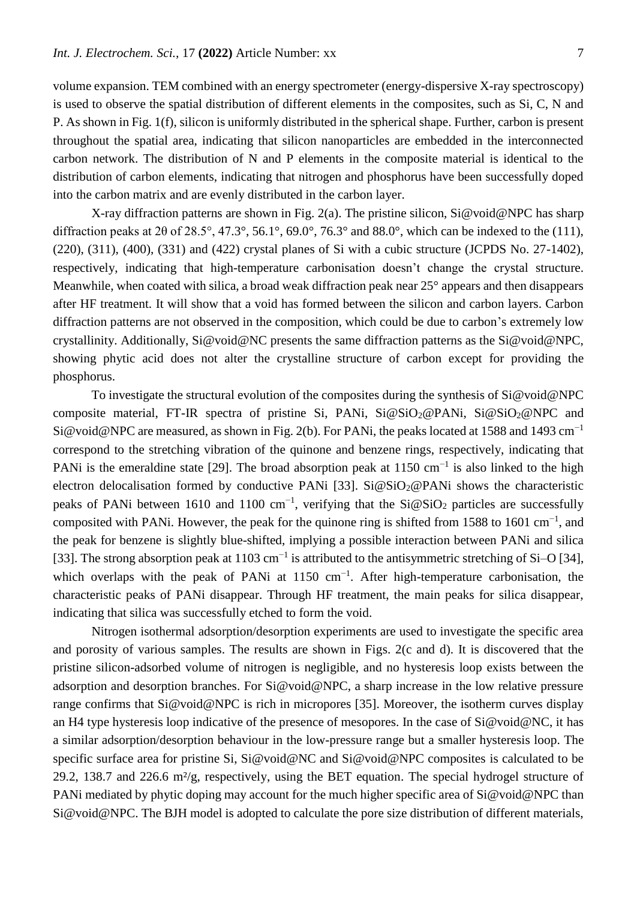volume expansion. TEM combined with an energy spectrometer (energy-dispersive X-ray spectroscopy) is used to observe the spatial distribution of different elements in the composites, such as Si, C, N and P. As shown in Fig. 1(f), silicon is uniformly distributed in the spherical shape. Further, carbon is present throughout the spatial area, indicating that silicon nanoparticles are embedded in the interconnected carbon network. The distribution of N and P elements in the composite material is identical to the distribution of carbon elements, indicating that nitrogen and phosphorus have been successfully doped into the carbon matrix and are evenly distributed in the carbon layer.

X-ray diffraction patterns are shown in Fig. 2(a). The pristine silicon, Si@void@NPC has sharp diffraction peaks at 2θ of 28.5°, 47.3°, 56.1°, 69.0°, 76.3° and 88.0°, which can be indexed to the (111), (220), (311), (400), (331) and (422) crystal planes of Si with a cubic structure (JCPDS No. 27-1402), respectively, indicating that high-temperature carbonisation doesn't change the crystal structure. Meanwhile, when coated with silica, a broad weak diffraction peak near 25° appears and then disappears after HF treatment. It will show that a void has formed between the silicon and carbon layers. Carbon diffraction patterns are not observed in the composition, which could be due to carbon's extremely low crystallinity. Additionally, Si@void@NC presents the same diffraction patterns as the Si@void@NPC, showing phytic acid does not alter the crystalline structure of carbon except for providing the phosphorus.

To investigate the structural evolution of the composites during the synthesis of Si@void@NPC composite material, FT-IR spectra of pristine Si, PANi, Si@$SiO_2$@PANi, Si@$SiO_2$@NPC and Si@void@NPC are measured, as shown in Fig. 2(b). For PANi, the peaks located at 1588 and 1493 $cm^{-1}$ correspond to the stretching vibration of the quinone and benzene rings, respectively, indicating that PANi is the emeraldine state [29]. The broad absorption peak at 1150 $cm^{-1}$ is also linked to the high electron delocalisation formed by conductive PANi [33]. Si@$SiO_2$@PANi shows the characteristic peaks of PANi between 1610 and 1100 $cm^{-1}$, verifying that the Si@$SiO_2$ particles are successfully composited with PANi. However, the peak for the quinone ring is shifted from 1588 to 1601 $cm^{-1}$, and the peak for benzene is slightly blue-shifted, implying a possible interaction between PANi and silica [33]. The strong absorption peak at 1103 $cm^{-1}$ is attributed to the antisymmetric stretching of Si–O [34], which overlaps with the peak of PANi at 1150 $cm^{-1}$. After high-temperature carbonisation, the characteristic peaks of PANi disappear. Through HF treatment, the main peaks for silica disappear, indicating that silica was successfully etched to form the void.

Nitrogen isothermal adsorption/desorption experiments are used to investigate the specific area and porosity of various samples. The results are shown in Figs. 2(c and d). It is discovered that the pristine silicon-adsorbed volume of nitrogen is negligible, and no hysteresis loop exists between the adsorption and desorption branches. For Si@void@NPC, a sharp increase in the low relative pressure range confirms that Si@void@NPC is rich in micropores [35]. Moreover, the isotherm curves display an H4 type hysteresis loop indicative of the presence of mesopores. In the case of Si@void@NC, it has a similar adsorption/desorption behaviour in the low-pressure range but a smaller hysteresis loop. The specific surface area for pristine Si, Si@void@NC and Si@void@NPC composites is calculated to be 29.2, 138.7 and 226.6 $m^2/g$, respectively, using the BET equation. The special hydrogel structure of PANi mediated by phytic doping may account for the much higher specific area of Si@void@NPC than Si@void@NPC. The BJH model is adopted to calculate the pore size distribution of different materials,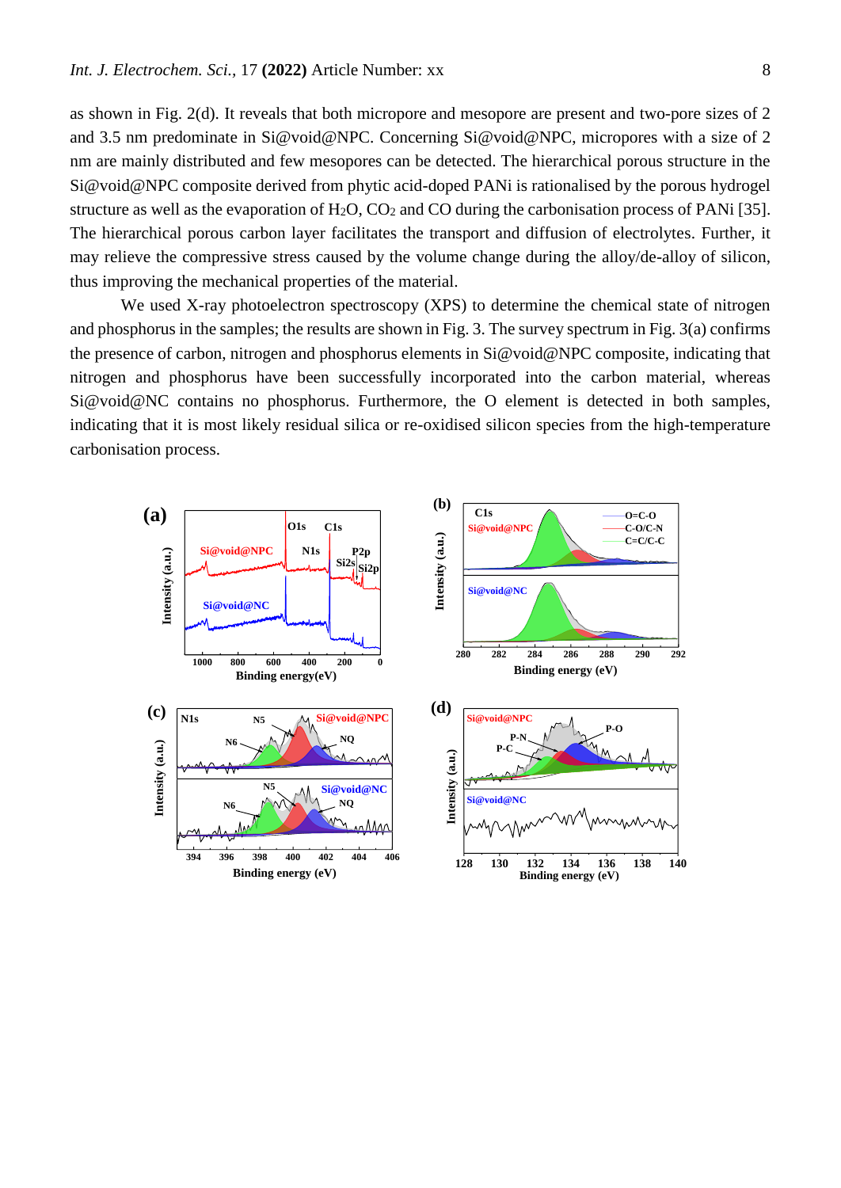as shown in Fig. 2(d). It reveals that both micropore and mesopore are present and two-pore sizes of 2 and 3.5 nm predominate in Si@void@NPC. Concerning Si@void@NPC, micropores with a size of 2 nm are mainly distributed and few mesopores can be detected. The hierarchical porous structure in the Si@void@NPC composite derived from phytic acid-doped PANi is rationalised by the porous hydrogel structure as well as the evaporation of $H_2O$, $CO_2$ and CO during the carbonisation process of PANi [35]. The hierarchical porous carbon layer facilitates the transport and diffusion of electrolytes. Further, it may relieve the compressive stress caused by the volume change during the alloy/de-alloy of silicon, thus improving the mechanical properties of the material.

We used X-ray photoelectron spectroscopy (XPS) to determine the chemical state of nitrogen and phosphorus in the samples; the results are shown in Fig. 3. The survey spectrum in Fig. 3(a) confirms the presence of carbon, nitrogen and phosphorus elements in Si@void@NPC composite, indicating that nitrogen and phosphorus have been successfully incorporated into the carbon material, whereas Si@void@NC contains no phosphorus. Furthermore, the O element is detected in both samples, indicating that it is most likely residual silica or re-oxidised silicon species from the high-temperature carbonisation process.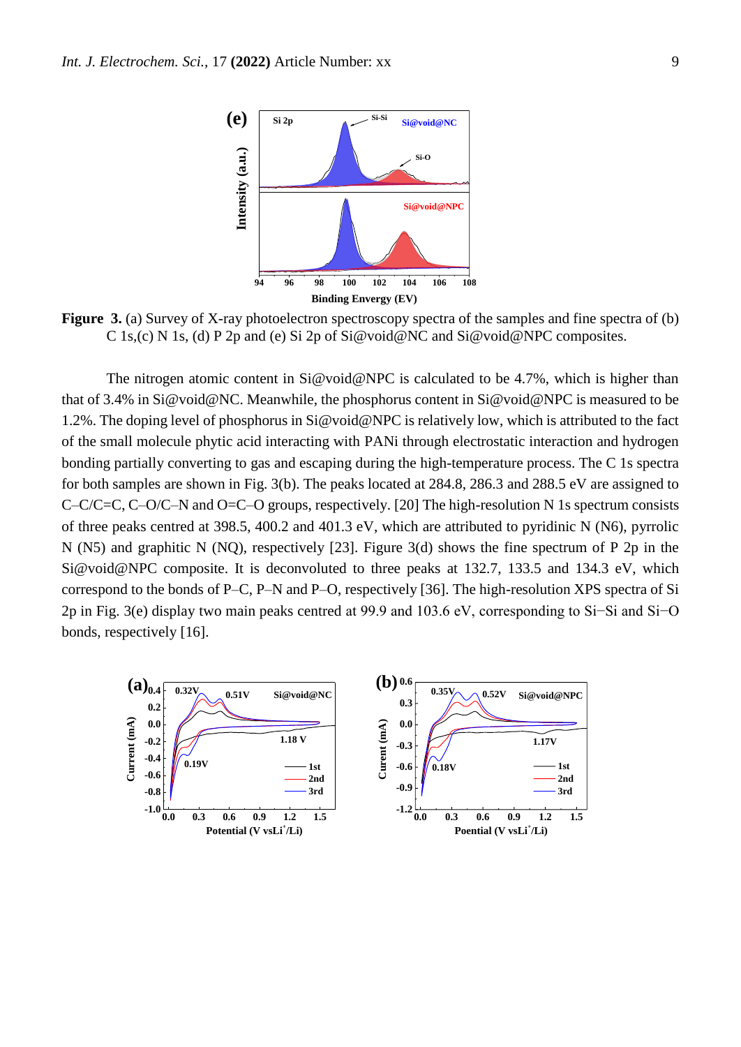**Figure 3.** (a) Survey of X-ray photoelectron spectroscopy spectra of the samples and fine spectra of (b) C 1s,(c) N 1s, (d) P 2p and (e) Si 2p of Si@void@NC and Si@void@NPC composites.

The nitrogen atomic content in Si@void@NPC is calculated to be 4.7%, which is higher than that of 3.4% in Si@void@NC. Meanwhile, the phosphorus content in Si@void@NPC is measured to be 1.2%. The doping level of phosphorus in Si@void@NPC is relatively low, which is attributed to the fact of the small molecule phytic acid interacting with PANi through electrostatic interaction and hydrogen bonding partially converting to gas and escaping during the high-temperature process. The C 1s spectra for both samples are shown in Fig. 3(b). The peaks located at 284.8, 286.3 and 288.5 eV are assigned to C–C/C=C, C–O/C–N and O=C–O groups, respectively. [20] The high-resolution N 1s spectrum consists of three peaks centred at 398.5, 400.2 and 401.3 eV, which are attributed to pyridinic N (N6), pyrrolic N (N5) and graphitic N (NQ), respectively [23]. Figure 3(d) shows the fine spectrum of P 2p in the Si@void@NPC composite. It is deconvoluted to three peaks at 132.7, 133.5 and 134.3 eV, which correspond to the bonds of P–C, P–N and P–O, respectively [36]. The high-resolution XPS spectra of Si 2p in Fig. 3(e) display two main peaks centred at 99.9 and 103.6 eV, corresponding to Si−Si and Si−O bonds, respectively [16].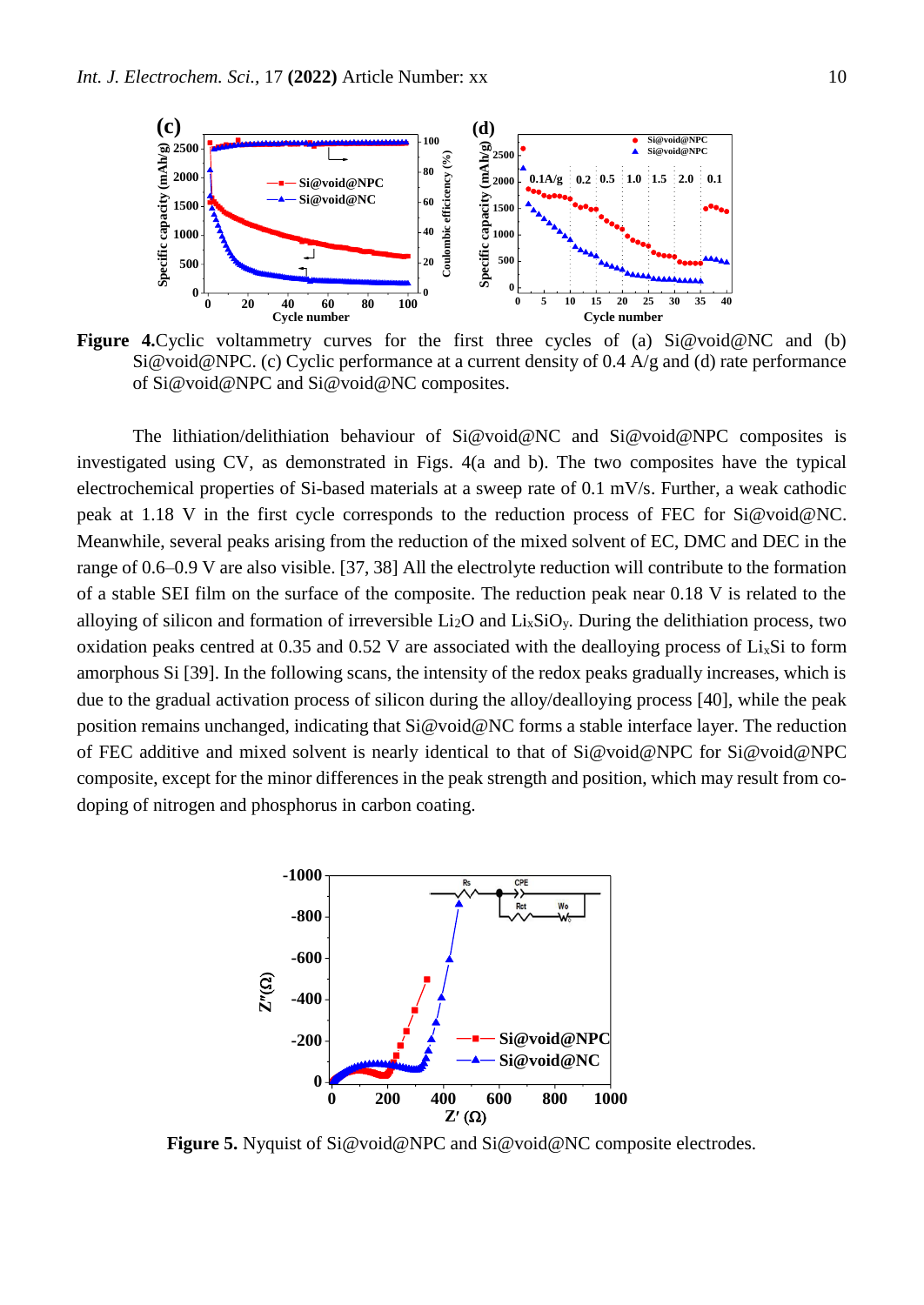**Figure 4.**Cyclic voltammetry curves for the first three cycles of (a) Si@void@NC and (b) Si@void@NPC. (c) Cyclic performance at a current density of 0.4 A/g and (d) rate performance of Si@void@NPC and Si@void@NC composites.

The lithiation/delithiation behaviour of Si@void@NC and Si@void@NPC composites is investigated using CV, as demonstrated in Figs. 4(a and b). The two composites have the typical electrochemical properties of Si-based materials at a sweep rate of 0.1 mV/s. Further, a weak cathodic peak at 1.18 V in the first cycle corresponds to the reduction process of FEC for Si@void@NC. Meanwhile, several peaks arising from the reduction of the mixed solvent of EC, DMC and DEC in the range of 0.6–0.9 V are also visible. [37, 38] All the electrolyte reduction will contribute to the formation of a stable SEI film on the surface of the composite. The reduction peak near 0.18 V is related to the alloying of silicon and formation of irreversible $Li_2O$ and $Li_xSiO_y$. During the delithiation process, two oxidation peaks centred at 0.35 and 0.52 V are associated with the dealloying process of $Li_xSi$ to form amorphous Si [39]. In the following scans, the intensity of the redox peaks gradually increases, which is due to the gradual activation process of silicon during the alloy/dealloying process [40], while the peak position remains unchanged, indicating that Si@void@NC forms a stable interface layer. The reduction of FEC additive and mixed solvent is nearly identical to that of Si@void@NPC for Si@void@NPC composite, except for the minor differences in the peak strength and position, which may result from co-doping of nitrogen and phosphorus in carbon coating.

**Figure 5.** Nyquist of Si@void@NPC and Si@void@NC composite electrodes.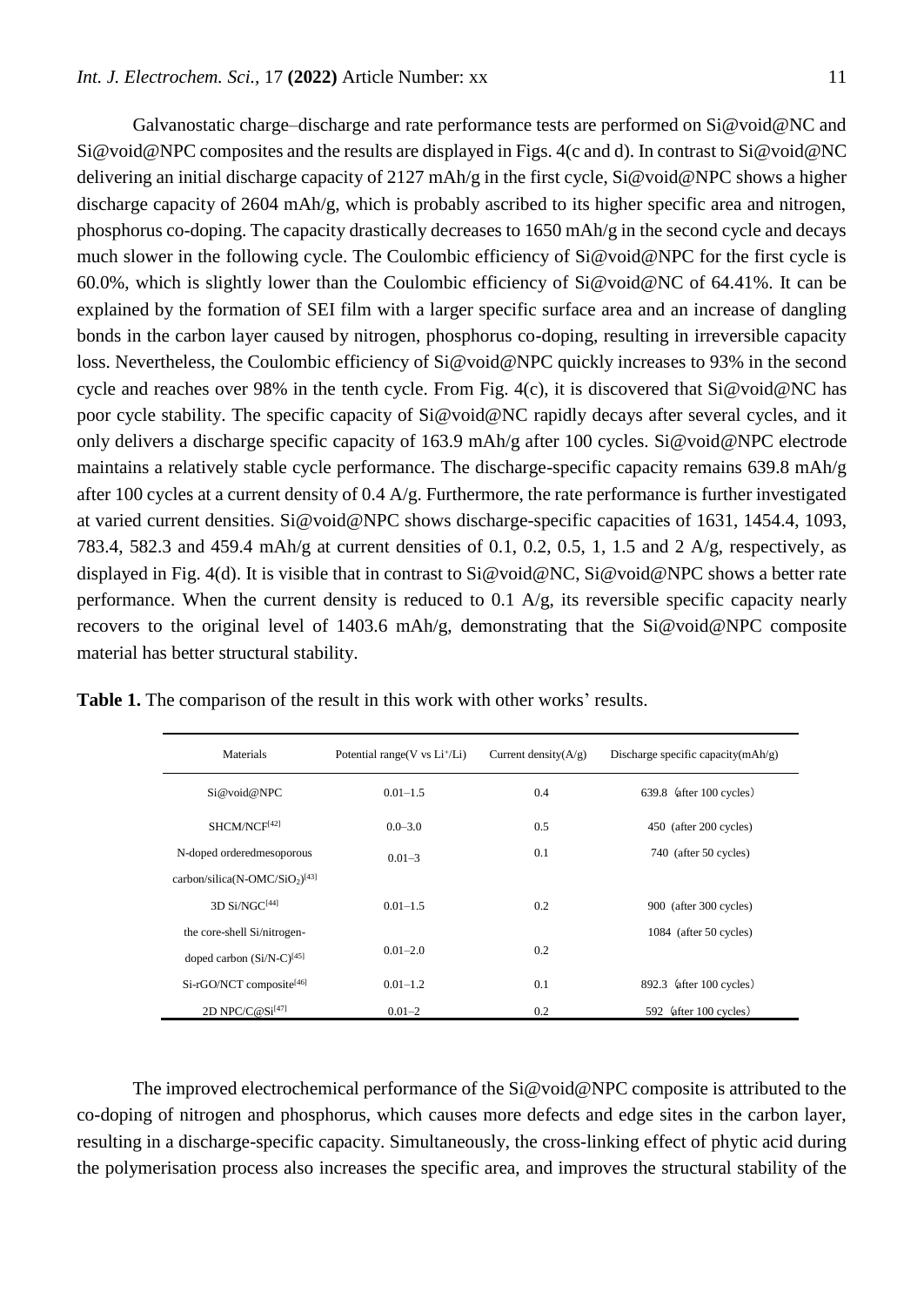Galvanostatic charge–discharge and rate performance tests are performed on Si@void@NC and Si@void@NPC composites and the results are displayed in Figs. 4(c and d). In contrast to Si@void@NC delivering an initial discharge capacity of 2127 mAh/g in the first cycle, Si@void@NPC shows a higher discharge capacity of 2604 mAh/g, which is probably ascribed to its higher specific area and nitrogen, phosphorus co-doping. The capacity drastically decreases to 1650 mAh/g in the second cycle and decays much slower in the following cycle. The Coulombic efficiency of Si@void@NPC for the first cycle is 60.0%, which is slightly lower than the Coulombic efficiency of Si@void@NC of 64.41%. It can be explained by the formation of SEI film with a larger specific surface area and an increase of dangling bonds in the carbon layer caused by nitrogen, phosphorus co-doping, resulting in irreversible capacity loss. Nevertheless, the Coulombic efficiency of Si@void@NPC quickly increases to 93% in the second cycle and reaches over 98% in the tenth cycle. From Fig. 4(c), it is discovered that Si@void@NC has poor cycle stability. The specific capacity of Si@void@NC rapidly decays after several cycles, and it only delivers a discharge specific capacity of 163.9 mAh/g after 100 cycles. Si@void@NPC electrode maintains a relatively stable cycle performance. The discharge-specific capacity remains 639.8 mAh/g after 100 cycles at a current density of 0.4 A/g. Furthermore, the rate performance is further investigated at varied current densities. Si@void@NPC shows discharge-specific capacities of 1631, 1454.4, 1093, 783.4, 582.3 and 459.4 mAh/g at current densities of 0.1, 0.2, 0.5, 1, 1.5 and 2 A/g, respectively, as displayed in Fig. 4(d). It is visible that in contrast to Si@void@NC, Si@void@NPC shows a better rate performance. When the current density is reduced to 0.1 A/g, its reversible specific capacity nearly recovers to the original level of 1403.6 mAh/g, demonstrating that the Si@void@NPC composite material has better structural stability.

**Table 1.** The comparison of the result in this work with other works' results.

| Materials | Potential range(V vs $Li^+$/Li) | Current density(A/g) | Discharge specific capacity(mAh/g) |
|---|---|---|---|
| Si@void@NPC | 0.01–1.5 | 0.4 | 639.8 (after 100 cycles) |
| SHCM/NCF[42] | 0.0–3.0 | 0.5 | 450 (after 200 cycles) |
| N-doped orderedmesoporous carbon/silica(N-OMC/$SiO_2$)[43] | 0.01–3 | 0.1 | 740 (after 50 cycles) |
| 3D Si/NGC[44] | 0.01–1.5 | 0.2 | 900 (after 300 cycles) |
| the core-shell Si/nitrogen-doped carbon (Si/N-C)[45] | 0.01–2.0 | 0.2 | 1084 (after 50 cycles) |
| Si-rGO/NCT composite[46] | 0.01–1.2 | 0.1 | 892.3 (after 100 cycles) |
| 2D NPC/C@Si[47] | 0.01–2 | 0.2 | 592 (after 100 cycles) |

The improved electrochemical performance of the Si@void@NPC composite is attributed to the co-doping of nitrogen and phosphorus, which causes more defects and edge sites in the carbon layer, resulting in a discharge-specific capacity. Simultaneously, the cross-linking effect of phytic acid during the polymerisation process also increases the specific area, and improves the structural stability of the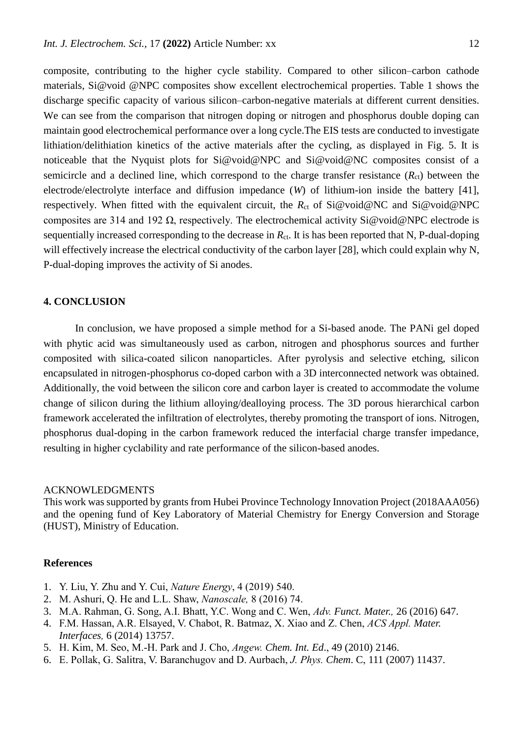composite, contributing to the higher cycle stability. Compared to other silicon–carbon cathode materials, Si@void @NPC composites show excellent electrochemical properties. Table 1 shows the discharge specific capacity of various silicon–carbon-negative materials at different current densities. We can see from the comparison that nitrogen doping or nitrogen and phosphorus double doping can maintain good electrochemical performance over a long cycle.The EIS tests are conducted to investigate lithiation/delithiation kinetics of the active materials after the cycling, as displayed in Fig. 5. It is noticeable that the Nyquist plots for Si@void@NPC and Si@void@NC composites consist of a semicircle and a declined line, which correspond to the charge transfer resistance ($R_{ct}$) between the electrode/electrolyte interface and diffusion impedance ($W$) of lithium-ion inside the battery [41], respectively. When fitted with the equivalent circuit, the $R_{ct}$ of Si@void@NC and Si@void@NPC composites are 314 and 192 Ω, respectively. The electrochemical activity Si@void@NPC electrode is sequentially increased corresponding to the decrease in $R_{ct}$. It is has been reported that N, P-dual-doping will effectively increase the electrical conductivity of the carbon layer [28], which could explain why N, P-dual-doping improves the activity of Si anodes.

## 4. CONCLUSION

In conclusion, we have proposed a simple method for a Si-based anode. The PANi gel doped with phytic acid was simultaneously used as carbon, nitrogen and phosphorus sources and further composited with silica-coated silicon nanoparticles. After pyrolysis and selective etching, silicon encapsulated in nitrogen-phosphorus co-doped carbon with a 3D interconnected network was obtained. Additionally, the void between the silicon core and carbon layer is created to accommodate the volume change of silicon during the lithium alloying/dealloying process. The 3D porous hierarchical carbon framework accelerated the infiltration of electrolytes, thereby promoting the transport of ions. Nitrogen, phosphorus dual-doping in the carbon framework reduced the interfacial charge transfer impedance, resulting in higher cyclability and rate performance of the silicon-based anodes.

ACKNOWLEDGMENTS

This work was supported by grants from Hubei Province Technology Innovation Project (2018AAA056) and the opening fund of Key Laboratory of Material Chemistry for Energy Conversion and Storage (HUST), Ministry of Education.

## References

1. Y. Liu, Y. Zhu and Y. Cui, *Nature Energy*, 4 (2019) 540.
2. M. Ashuri, Q. He and L.L. Shaw, *Nanoscale,* 8 (2016) 74.
3. M.A. Rahman, G. Song, A.I. Bhatt, Y.C. Wong and C. Wen, *Adv. Funct. Mater.,* 26 (2016) 647.
4. F.M. Hassan, A.R. Elsayed, V. Chabot, R. Batmaz, X. Xiao and Z. Chen, *ACS Appl. Mater. Interfaces,* 6 (2014) 13757.
5. H. Kim, M. Seo, M.-H. Park and J. Cho, *Angew. Chem. Int. Ed*., 49 (2010) 2146.
6. E. Pollak, G. Salitra, V. Baranchugov and D. Aurbach, *J. Phys. Chem*. C, 111 (2007) 11437.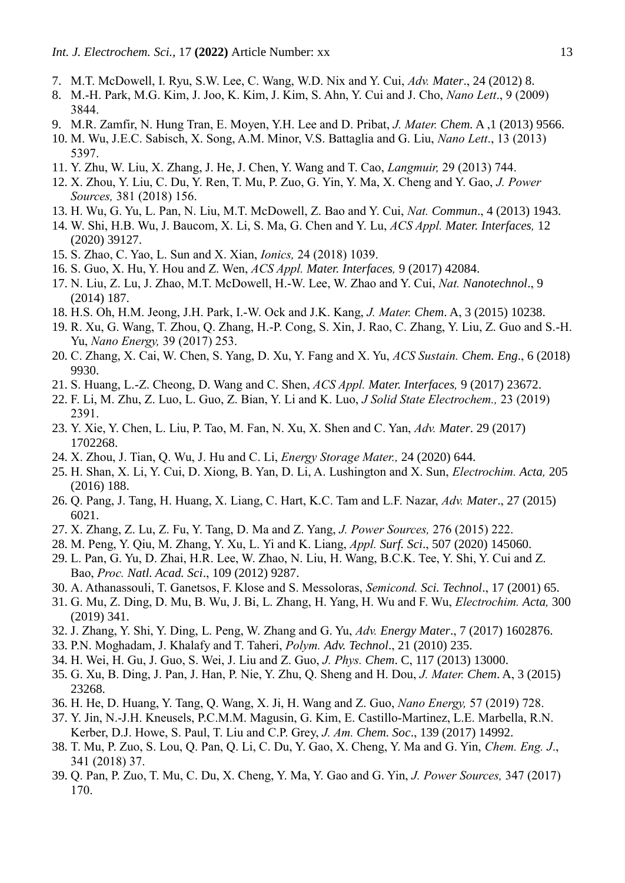7. M.T. McDowell, I. Ryu, S.W. Lee, C. Wang, W.D. Nix and Y. Cui, *Adv. Mater*., 24 (2012) 8.
8. M.-H. Park, M.G. Kim, J. Joo, K. Kim, J. Kim, S. Ahn, Y. Cui and J. Cho, *Nano Lett*., 9 (2009) 3844.
9. M.R. Zamfir, N. Hung Tran, E. Moyen, Y.H. Lee and D. Pribat, *J. Mater. Chem.* A ,1 (2013) 9566.
10. M. Wu, J.E.C. Sabisch, X. Song, A.M. Minor, V.S. Battaglia and G. Liu, *Nano Lett*., 13 (2013) 5397.
11. Y. Zhu, W. Liu, X. Zhang, J. He, J. Chen, Y. Wang and T. Cao, *Langmuir,* 29 (2013) 744.
12. X. Zhou, Y. Liu, C. Du, Y. Ren, T. Mu, P. Zuo, G. Yin, Y. Ma, X. Cheng and Y. Gao, *J. Power Sources,* 381 (2018) 156.
13. H. Wu, G. Yu, L. Pan, N. Liu, M.T. McDowell, Z. Bao and Y. Cui, *Nat. Commun*., 4 (2013) 1943.
14. W. Shi, H.B. Wu, J. Baucom, X. Li, S. Ma, G. Chen and Y. Lu, *ACS Appl. Mater. Interfaces,* 12 (2020) 39127.
15. S. Zhao, C. Yao, L. Sun and X. Xian, *Ionics,* 24 (2018) 1039.
16. S. Guo, X. Hu, Y. Hou and Z. Wen, *ACS Appl. Mater. Interfaces,* 9 (2017) 42084.
17. N. Liu, Z. Lu, J. Zhao, M.T. McDowell, H.-W. Lee, W. Zhao and Y. Cui, *Nat. Nanotechnol*., 9 (2014) 187.
18. H.S. Oh, H.M. Jeong, J.H. Park, I.-W. Ock and J.K. Kang, *J. Mater. Chem*. A, 3 (2015) 10238.
19. R. Xu, G. Wang, T. Zhou, Q. Zhang, H.-P. Cong, S. Xin, J. Rao, C. Zhang, Y. Liu, Z. Guo and S.-H. Yu, *Nano Energy,* 39 (2017) 253.
20. C. Zhang, X. Cai, W. Chen, S. Yang, D. Xu, Y. Fang and X. Yu, *ACS Sustain. Chem. Eng*., 6 (2018) 9930.
21. S. Huang, L.-Z. Cheong, D. Wang and C. Shen, *ACS Appl. Mater. Interfaces,* 9 (2017) 23672.
22. F. Li, M. Zhu, Z. Luo, L. Guo, Z. Bian, Y. Li and K. Luo, *J Solid State Electrochem.,* 23 (2019) 2391.
23. Y. Xie, Y. Chen, L. Liu, P. Tao, M. Fan, N. Xu, X. Shen and C. Yan, *Adv. Mater*. 29 (2017) 1702268.
24. X. Zhou, J. Tian, Q. Wu, J. Hu and C. Li, *Energy Storage Mater.,* 24 (2020) 644.
25. H. Shan, X. Li, Y. Cui, D. Xiong, B. Yan, D. Li, A. Lushington and X. Sun, *Electrochim. Acta,* 205 (2016) 188.
26. Q. Pang, J. Tang, H. Huang, X. Liang, C. Hart, K.C. Tam and L.F. Nazar, *Adv. Mater*., 27 (2015) 6021.
27. X. Zhang, Z. Lu, Z. Fu, Y. Tang, D. Ma and Z. Yang, *J. Power Sources,* 276 (2015) 222.
28. M. Peng, Y. Qiu, M. Zhang, Y. Xu, L. Yi and K. Liang, *Appl. Surf. Sci*., 507 (2020) 145060.
29. L. Pan, G. Yu, D. Zhai, H.R. Lee, W. Zhao, N. Liu, H. Wang, B.C.K. Tee, Y. Shi, Y. Cui and Z. Bao, *Proc. Natl. Acad. Sci*., 109 (2012) 9287.
30. A. Athanassouli, T. Ganetsos, F. Klose and S. Messoloras, *Semicond. Sci. Technol*., 17 (2001) 65.
31. G. Mu, Z. Ding, D. Mu, B. Wu, J. Bi, L. Zhang, H. Yang, H. Wu and F. Wu, *Electrochim. Acta,* 300 (2019) 341.
32. J. Zhang, Y. Shi, Y. Ding, L. Peng, W. Zhang and G. Yu, *Adv. Energy Mater*., 7 (2017) 1602876.
33. P.N. Moghadam, J. Khalafy and T. Taheri, *Polym. Adv. Technol*., 21 (2010) 235.
34. H. Wei, H. Gu, J. Guo, S. Wei, J. Liu and Z. Guo, *J. Phys. Chem*. C, 117 (2013) 13000.
35. G. Xu, B. Ding, J. Pan, J. Han, P. Nie, Y. Zhu, Q. Sheng and H. Dou, *J. Mater. Chem*. A, 3 (2015) 23268.
36. H. He, D. Huang, Y. Tang, Q. Wang, X. Ji, H. Wang and Z. Guo, *Nano Energy,* 57 (2019) 728.
37. Y. Jin, N.-J.H. Kneusels, P.C.M.M. Magusin, G. Kim, E. Castillo-Martinez, L.E. Marbella, R.N. Kerber, D.J. Howe, S. Paul, T. Liu and C.P. Grey, *J. Am. Chem. Soc*., 139 (2017) 14992.
38. T. Mu, P. Zuo, S. Lou, Q. Pan, Q. Li, C. Du, Y. Gao, X. Cheng, Y. Ma and G. Yin, *Chem. Eng. J*., 341 (2018) 37.
39. Q. Pan, P. Zuo, T. Mu, C. Du, X. Cheng, Y. Ma, Y. Gao and G. Yin, *J. Power Sources,* 347 (2017) 170.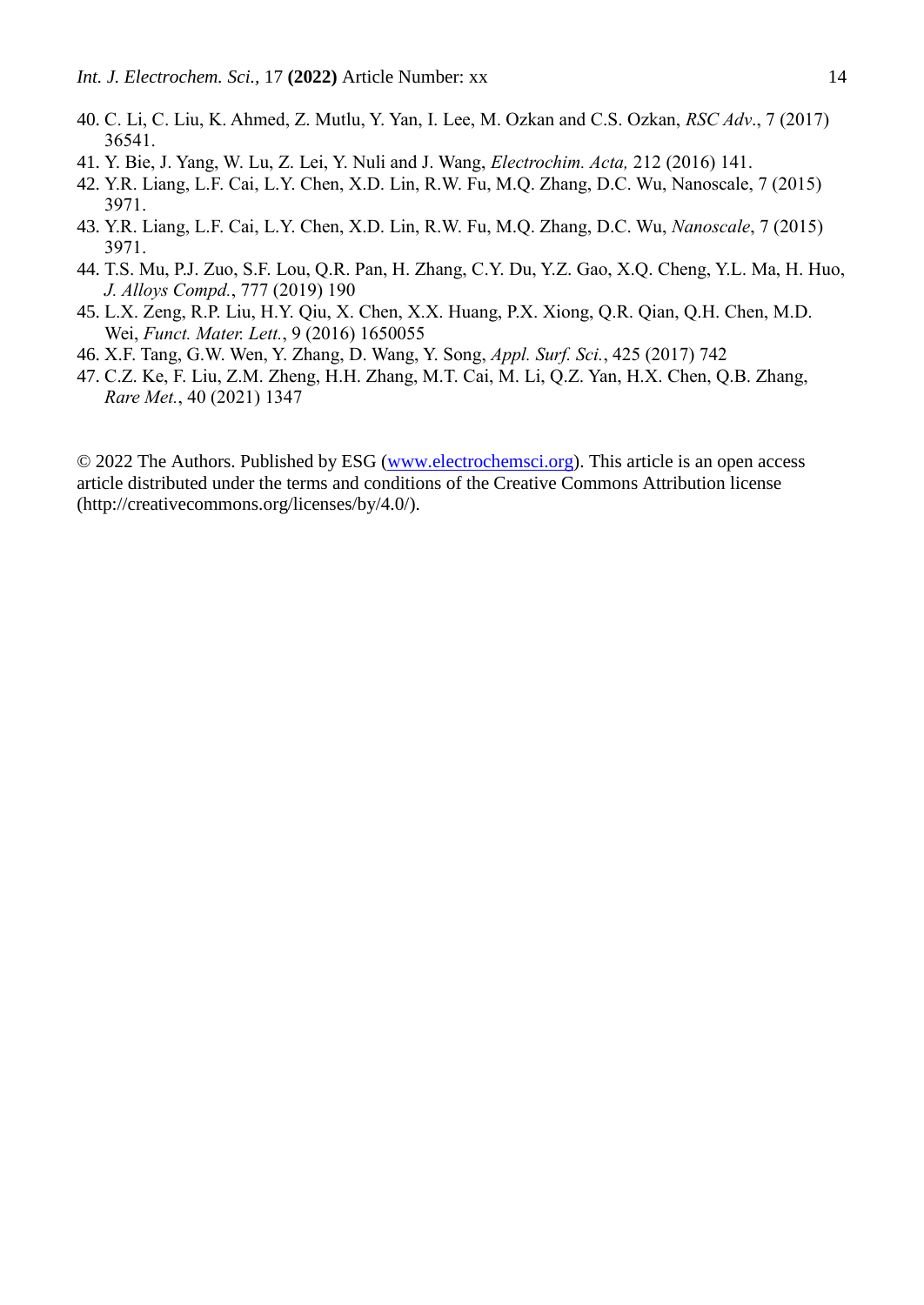40. C. Li, C. Liu, K. Ahmed, Z. Mutlu, Y. Yan, I. Lee, M. Ozkan and C.S. Ozkan, *RSC Adv.*, 7 (2017) 36541.
41. Y. Bie, J. Yang, W. Lu, Z. Lei, Y. Nuli and J. Wang, *Electrochim. Acta,* 212 (2016) 141.
42. Y.R. Liang, L.F. Cai, L.Y. Chen, X.D. Lin, R.W. Fu, M.Q. Zhang, D.C. Wu, Nanoscale, 7 (2015) 3971.
43. Y.R. Liang, L.F. Cai, L.Y. Chen, X.D. Lin, R.W. Fu, M.Q. Zhang, D.C. Wu, *Nanoscale*, 7 (2015) 3971.
44. T.S. Mu, P.J. Zuo, S.F. Lou, Q.R. Pan, H. Zhang, C.Y. Du, Y.Z. Gao, X.Q. Cheng, Y.L. Ma, H. Huo, *J. Alloys Compd.*, 777 (2019) 190
45. L.X. Zeng, R.P. Liu, H.Y. Qiu, X. Chen, X.X. Huang, P.X. Xiong, Q.R. Qian, Q.H. Chen, M.D. Wei, *Funct. Mater. Lett.*, 9 (2016) 1650055
46. X.F. Tang, G.W. Wen, Y. Zhang, D. Wang, Y. Song, *Appl. Surf. Sci.*, 425 (2017) 742
47. C.Z. Ke, F. Liu, Z.M. Zheng, H.H. Zhang, M.T. Cai, M. Li, Q.Z. Yan, H.X. Chen, Q.B. Zhang, *Rare Met.*, 40 (2021) 1347

© 2022 The Authors. Published by ESG (www.electrochemsci.org). This article is an open access article distributed under the terms and conditions of the Creative Commons Attribution license (http://creativecommons.org/licenses/by/4.0/).